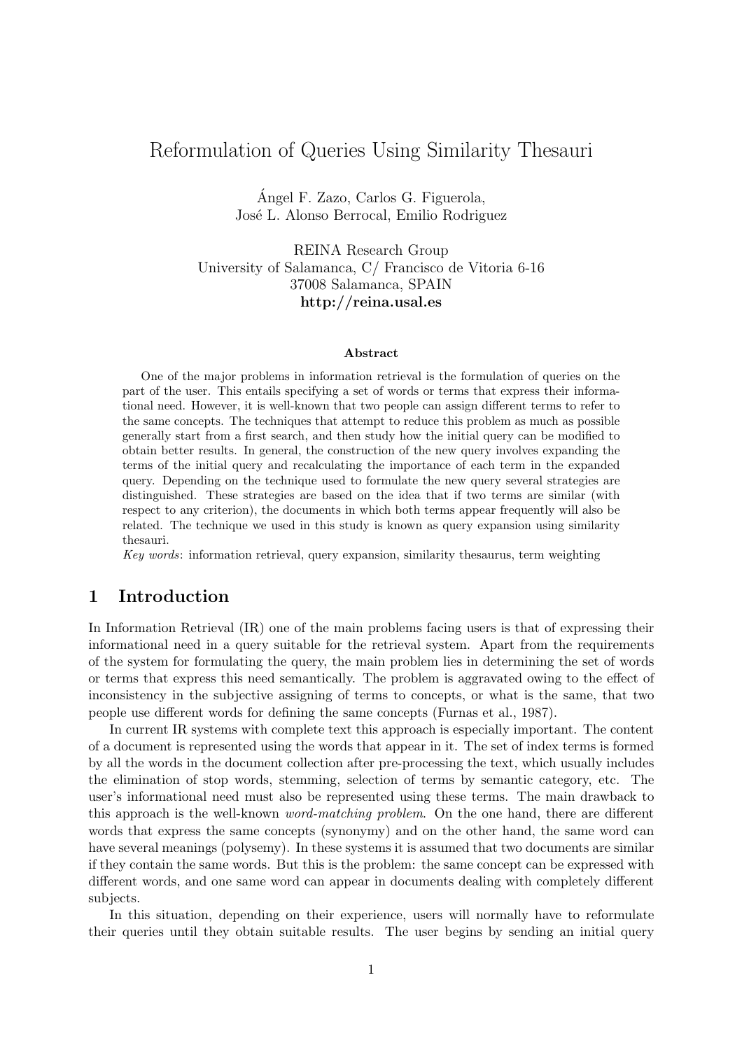# Reformulation of Queries Using Similarity Thesauri

Ángel F. Zazo, Carlos G. Figuerola,
José L. Alonso Berrocal, Emilio Rodriguez

REINA Research Group
University of Salamanca, C/ Francisco de Vitoria 6-16
37008 Salamanca, SPAIN
**http://reina.usal.es**

### Abstract

One of the major problems in information retrieval is the formulation of queries on the part of the user. This entails specifying a set of words or terms that express their informational need. However, it is well-known that two people can assign different terms to refer to the same concepts. The techniques that attempt to reduce this problem as much as possible generally start from a first search, and then study how the initial query can be modified to obtain better results. In general, the construction of the new query involves expanding the terms of the initial query and recalculating the importance of each term in the expanded query. Depending on the technique used to formulate the new query several strategies are distinguished. These strategies are based on the idea that if two terms are similar (with respect to any criterion), the documents in which both terms appear frequently will also be related. The technique we used in this study is known as query expansion using similarity thesauri.

*Key words*: information retrieval, query expansion, similarity thesaurus, term weighting

## 1 Introduction

In Information Retrieval (IR) one of the main problems facing users is that of expressing their informational need in a query suitable for the retrieval system. Apart from the requirements of the system for formulating the query, the main problem lies in determining the set of words or terms that express this need semantically. The problem is aggravated owing to the effect of inconsistency in the subjective assigning of terms to concepts, or what is the same, that two people use different words for defining the same concepts (Furnas et al., 1987).

In current IR systems with complete text this approach is especially important. The content of a document is represented using the words that appear in it. The set of index terms is formed by all the words in the document collection after pre-processing the text, which usually includes the elimination of stop words, stemming, selection of terms by semantic category, etc. The user's informational need must also be represented using these terms. The main drawback to this approach is the well-known *word-matching problem*. On the one hand, there are different words that express the same concepts (synonymy) and on the other hand, the same word can have several meanings (polysemy). In these systems it is assumed that two documents are similar if they contain the same words. But this is the problem: the same concept can be expressed with different words, and one same word can appear in documents dealing with completely different subjects.

In this situation, depending on their experience, users will normally have to reformulate their queries until they obtain suitable results. The user begins by sending an initial query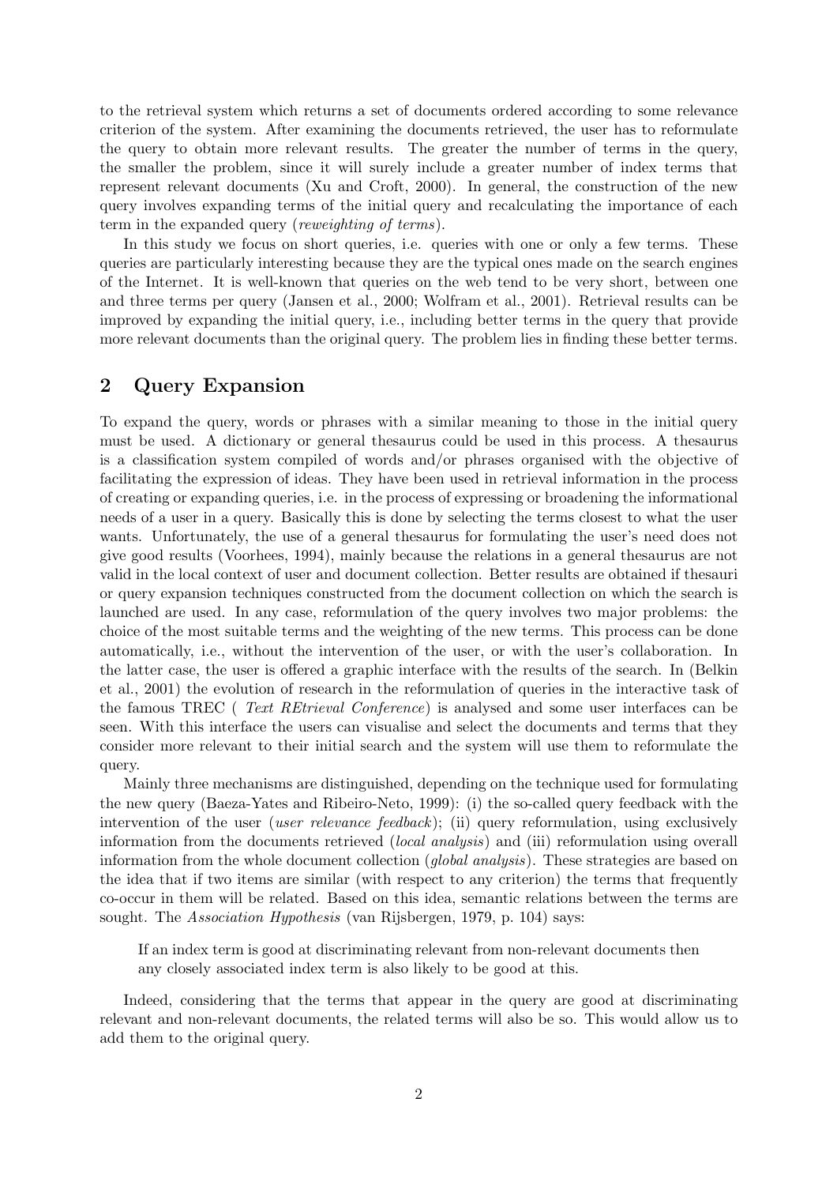to the retrieval system which returns a set of documents ordered according to some relevance criterion of the system. After examining the documents retrieved, the user has to reformulate the query to obtain more relevant results. The greater the number of terms in the query, the smaller the problem, since it will surely include a greater number of index terms that represent relevant documents (Xu and Croft, 2000). In general, the construction of the new query involves expanding terms of the initial query and recalculating the importance of each term in the expanded query (*reweighting of terms*).

In this study we focus on short queries, i.e. queries with one or only a few terms. These queries are particularly interesting because they are the typical ones made on the search engines of the Internet. It is well-known that queries on the web tend to be very short, between one and three terms per query (Jansen et al., 2000; Wolfram et al., 2001). Retrieval results can be improved by expanding the initial query, i.e., including better terms in the query that provide more relevant documents than the original query. The problem lies in finding these better terms.

## 2 Query Expansion

To expand the query, words or phrases with a similar meaning to those in the initial query must be used. A dictionary or general thesaurus could be used in this process. A thesaurus is a classification system compiled of words and/or phrases organised with the objective of facilitating the expression of ideas. They have been used in retrieval information in the process of creating or expanding queries, i.e. in the process of expressing or broadening the informational needs of a user in a query. Basically this is done by selecting the terms closest to what the user wants. Unfortunately, the use of a general thesaurus for formulating the user's need does not give good results (Voorhees, 1994), mainly because the relations in a general thesaurus are not valid in the local context of user and document collection. Better results are obtained if thesauri or query expansion techniques constructed from the document collection on which the search is launched are used. In any case, reformulation of the query involves two major problems: the choice of the most suitable terms and the weighting of the new terms. This process can be done automatically, i.e., without the intervention of the user, or with the user's collaboration. In the latter case, the user is offered a graphic interface with the results of the search. In (Belkin et al., 2001) the evolution of research in the reformulation of queries in the interactive task of the famous TREC ( *Text REtrieval Conference*) is analysed and some user interfaces can be seen. With this interface the users can visualise and select the documents and terms that they consider more relevant to their initial search and the system will use them to reformulate the query.

Mainly three mechanisms are distinguished, depending on the technique used for formulating the new query (Baeza-Yates and Ribeiro-Neto, 1999): (i) the so-called query feedback with the intervention of the user (*user relevance feedback*); (ii) query reformulation, using exclusively information from the documents retrieved (*local analysis*) and (iii) reformulation using overall information from the whole document collection (*global analysis*). These strategies are based on the idea that if two items are similar (with respect to any criterion) the terms that frequently co-occur in them will be related. Based on this idea, semantic relations between the terms are sought. The *Association Hypothesis* (van Rijsbergen, 1979, p. 104) says:

> If an index term is good at discriminating relevant from non-relevant documents then any closely associated index term is also likely to be good at this.

Indeed, considering that the terms that appear in the query are good at discriminating relevant and non-relevant documents, the related terms will also be so. This would allow us to add them to the original query.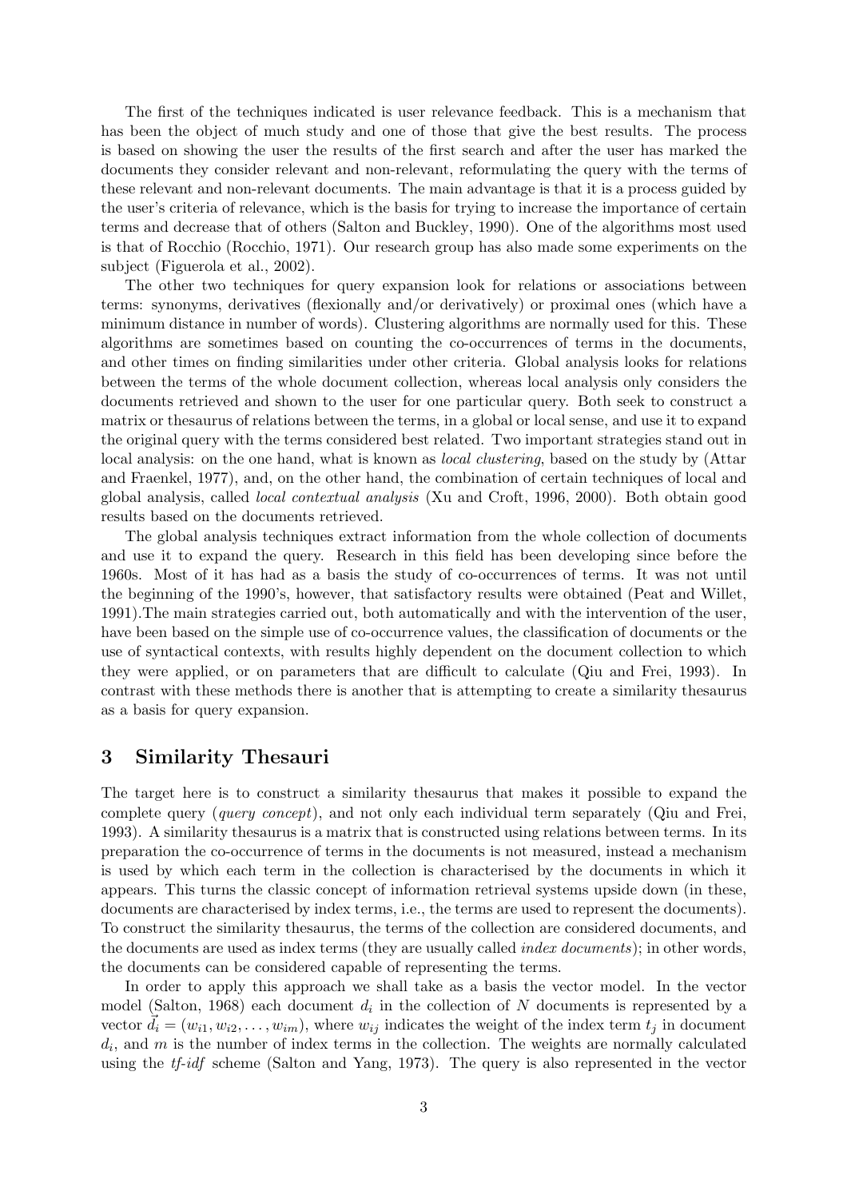The first of the techniques indicated is user relevance feedback. This is a mechanism that has been the object of much study and one of those that give the best results. The process is based on showing the user the results of the first search and after the user has marked the documents they consider relevant and non-relevant, reformulating the query with the terms of these relevant and non-relevant documents. The main advantage is that it is a process guided by the user's criteria of relevance, which is the basis for trying to increase the importance of certain terms and decrease that of others (Salton and Buckley, 1990). One of the algorithms most used is that of Rocchio (Rocchio, 1971). Our research group has also made some experiments on the subject (Figuerola et al., 2002).

The other two techniques for query expansion look for relations or associations between terms: synonyms, derivatives (flexionally and/or derivatively) or proximal ones (which have a minimum distance in number of words). Clustering algorithms are normally used for this. These algorithms are sometimes based on counting the co-occurrences of terms in the documents, and other times on finding similarities under other criteria. Global analysis looks for relations between the terms of the whole document collection, whereas local analysis only considers the documents retrieved and shown to the user for one particular query. Both seek to construct a matrix or thesaurus of relations between the terms, in a global or local sense, and use it to expand the original query with the terms considered best related. Two important strategies stand out in local analysis: on the one hand, what is known as *local clustering*, based on the study by (Attar and Fraenkel, 1977), and, on the other hand, the combination of certain techniques of local and global analysis, called *local contextual analysis* (Xu and Croft, 1996, 2000). Both obtain good results based on the documents retrieved.

The global analysis techniques extract information from the whole collection of documents and use it to expand the query. Research in this field has been developing since before the 1960s. Most of it has had as a basis the study of co-occurrences of terms. It was not until the beginning of the 1990's, however, that satisfactory results were obtained (Peat and Willet, 1991).The main strategies carried out, both automatically and with the intervention of the user, have been based on the simple use of co-occurrence values, the classification of documents or the use of syntactical contexts, with results highly dependent on the document collection to which they were applied, or on parameters that are difficult to calculate (Qiu and Frei, 1993). In contrast with these methods there is another that is attempting to create a similarity thesaurus as a basis for query expansion.

## 3 Similarity Thesauri

The target here is to construct a similarity thesaurus that makes it possible to expand the complete query (*query concept*), and not only each individual term separately (Qiu and Frei, 1993). A similarity thesaurus is a matrix that is constructed using relations between terms. In its preparation the co-occurrence of terms in the documents is not measured, instead a mechanism is used by which each term in the collection is characterised by the documents in which it appears. This turns the classic concept of information retrieval systems upside down (in these, documents are characterised by index terms, i.e., the terms are used to represent the documents). To construct the similarity thesaurus, the terms of the collection are considered documents, and the documents are used as index terms (they are usually called *index documents*); in other words, the documents can be considered capable of representing the terms.

In order to apply this approach we shall take as a basis the vector model. In the vector model (Salton, 1968) each document $d_i$ in the collection of $N$ documents is represented by a vector $\vec{d_i} = (w_{i1}, w_{i2}, \ldots, w_{im})$, where $w_{ij}$ indicates the weight of the index term $t_j$ in document $d_i$, and $m$ is the number of index terms in the collection. The weights are normally calculated using the *tf-idf* scheme (Salton and Yang, 1973). The query is also represented in the vector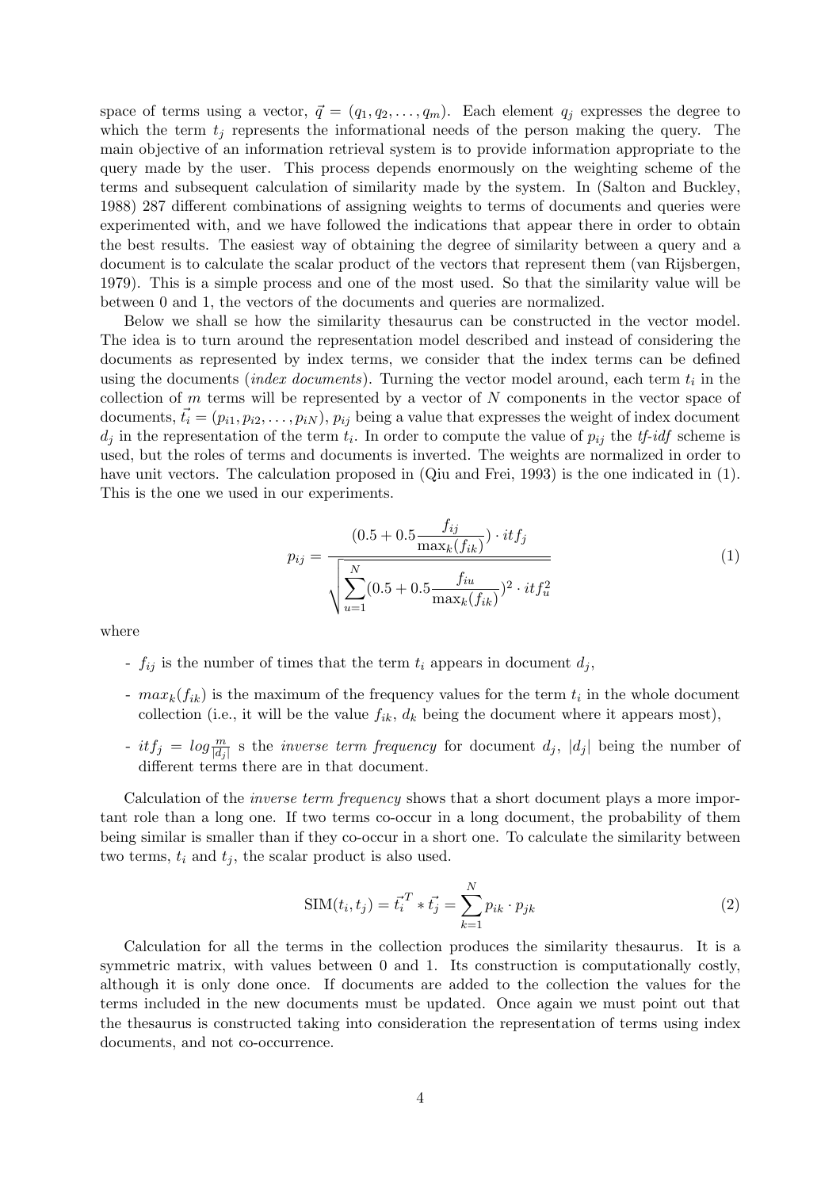space of terms using a vector, $\vec{q} = (q_1, q_2, \ldots, q_m)$. Each element $q_j$ expresses the degree to which the term $t_j$ represents the informational needs of the person making the query. The main objective of an information retrieval system is to provide information appropriate to the query made by the user. This process depends enormously on the weighting scheme of the terms and subsequent calculation of similarity made by the system. In (Salton and Buckley, 1988) 287 different combinations of assigning weights to terms of documents and queries were experimented with, and we have followed the indications that appear there in order to obtain the best results. The easiest way of obtaining the degree of similarity between a query and a document is to calculate the scalar product of the vectors that represent them (van Rijsbergen, 1979). This is a simple process and one of the most used. So that the similarity value will be between 0 and 1, the vectors of the documents and queries are normalized.

Below we shall se how the similarity thesaurus can be constructed in the vector model. The idea is to turn around the representation model described and instead of considering the documents as represented by index terms, we consider that the index terms can be defined using the documents (*index documents*). Turning the vector model around, each term $t_i$ in the collection of $m$ terms will be represented by a vector of $N$ components in the vector space of documents, $\vec{t_i} = (p_{i1}, p_{i2}, \ldots, p_{iN})$, $p_{ij}$ being a value that expresses the weight of index document $d_j$ in the representation of the term $t_i$. In order to compute the value of $p_{ij}$ the *tf-idf* scheme is used, but the roles of terms and documents is inverted. The weights are normalized in order to have unit vectors. The calculation proposed in (Qiu and Frei, 1993) is the one indicated in (1). This is the one we used in our experiments.

$$p_{ij} = \frac{(0.5 + 0.5\frac{f_{ij}}{\max_k(f_{ik})}) \cdot itf_j}{\sqrt{\sum_{u=1}^{N}(0.5 + 0.5\frac{f_{iu}}{\max_k(f_{ik})})^2 \cdot itf_u^2}} \tag{1}$$

where

- $f_{ij}$ is the number of times that the term $t_i$ appears in document $d_j$,
- $max_k(f_{ik})$ is the maximum of the frequency values for the term $t_i$ in the whole document collection (i.e., it will be the value $f_{ik}$, $d_k$ being the document where it appears most),
- $itf_j = log\frac{m}{|d_j|}$ s the *inverse term frequency* for document $d_j$, $|d_j|$ being the number of different terms there are in that document.

Calculation of the *inverse term frequency* shows that a short document plays a more important role than a long one. If two terms co-occur in a long document, the probability of them being similar is smaller than if they co-occur in a short one. To calculate the similarity between two terms, $t_i$ and $t_j$, the scalar product is also used.

$$\text{SIM}(t_i, t_j) = \vec{t_i}^T * \vec{t_j} = \sum_{k=1}^{N} p_{ik} \cdot p_{jk} \tag{2}$$

Calculation for all the terms in the collection produces the similarity thesaurus. It is a symmetric matrix, with values between 0 and 1. Its construction is computationally costly, although it is only done once. If documents are added to the collection the values for the terms included in the new documents must be updated. Once again we must point out that the thesaurus is constructed taking into consideration the representation of terms using index documents, and not co-occurrence.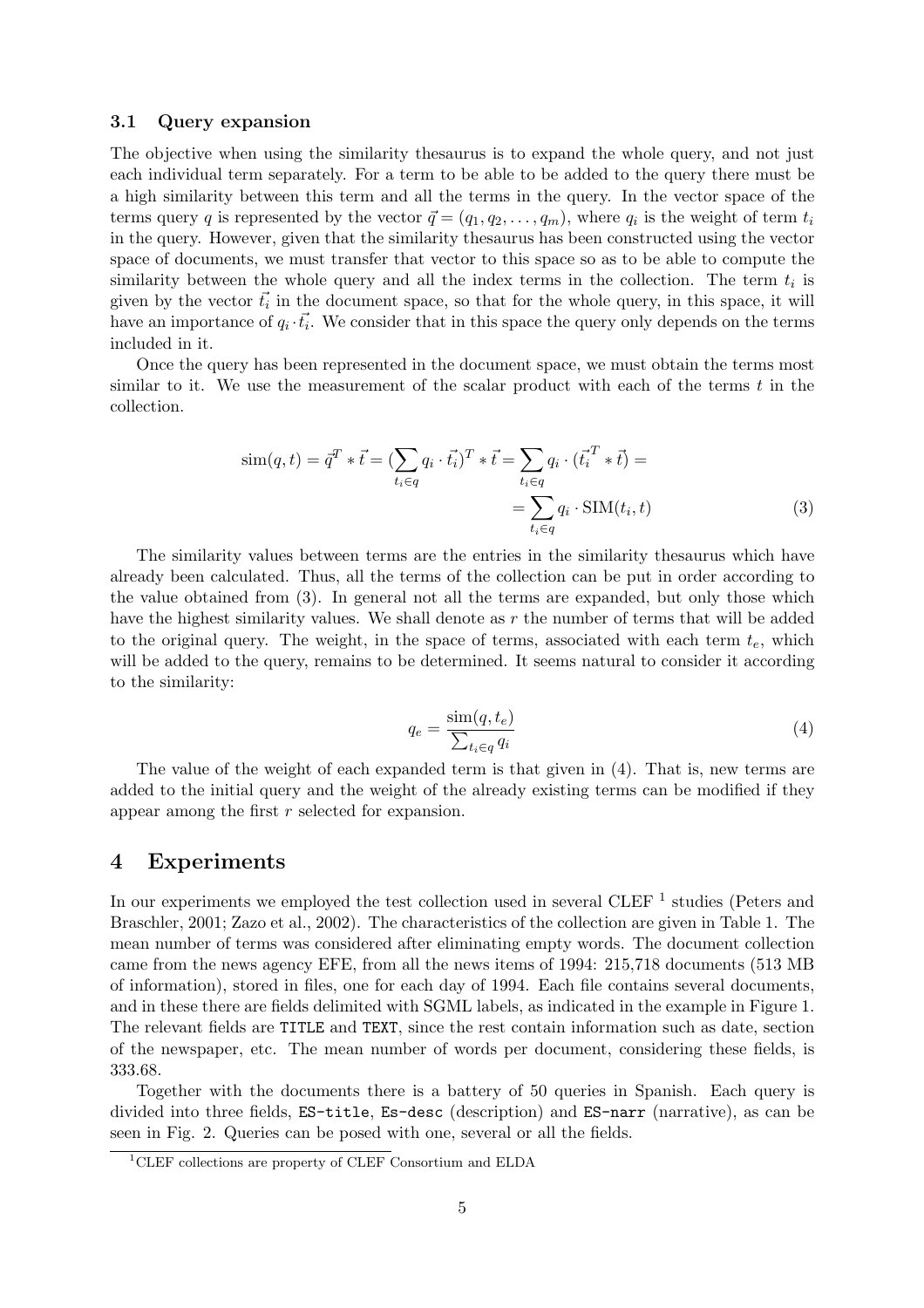### 3.1 Query expansion

The objective when using the similarity thesaurus is to expand the whole query, and not just each individual term separately. For a term to be able to be added to the query there must be a high similarity between this term and all the terms in the query. In the vector space of the terms query $q$ is represented by the vector $\vec{q} = (q_1, q_2, \ldots, q_m)$, where $q_i$ is the weight of term $t_i$ in the query. However, given that the similarity thesaurus has been constructed using the vector space of documents, we must transfer that vector to this space so as to be able to compute the similarity between the whole query and all the index terms in the collection. The term $t_i$ is given by the vector $\vec{t_i}$ in the document space, so that for the whole query, in this space, it will have an importance of $q_i \cdot \vec{t_i}$. We consider that in this space the query only depends on the terms included in it.

Once the query has been represented in the document space, we must obtain the terms most similar to it. We use the measurement of the scalar product with each of the terms $t$ in the collection.

$$\text{sim}(q,t) = \vec{q}^T * \vec{t} = (\sum_{t_i \in q} q_i \cdot \vec{t_i})^T * \vec{t} = \sum_{t_i \in q} q_i \cdot (\vec{t_i}^T * \vec{t}) = \\ = \sum_{t_i \in q} q_i \cdot \text{SIM}(t_i, t) \quad (3)$$

The similarity values between terms are the entries in the similarity thesaurus which have already been calculated. Thus, all the terms of the collection can be put in order according to the value obtained from (3). In general not all the terms are expanded, but only those which have the highest similarity values. We shall denote as $r$ the number of terms that will be added to the original query. The weight, in the space of terms, associated with each term $t_e$, which will be added to the query, remains to be determined. It seems natural to consider it according to the similarity:

$$q_e = \frac{\text{sim}(q, t_e)}{\sum_{t_i \in q} q_i} \quad (4)$$

The value of the weight of each expanded term is that given in (4). That is, new terms are added to the initial query and the weight of the already existing terms can be modified if they appear among the first $r$ selected for expansion.

# 4 Experiments

In our experiments we employed the test collection used in several CLEF [1] studies (Peters and Braschler, 2001; Zazo et al., 2002). The characteristics of the collection are given in Table 1. The mean number of terms was considered after eliminating empty words. The document collection came from the news agency EFE, from all the news items of 1994: 215,718 documents (513 MB of information), stored in files, one for each day of 1994. Each file contains several documents, and in these there are fields delimited with SGML labels, as indicated in the example in Figure 1. The relevant fields are TITLE and TEXT, since the rest contain information such as date, section of the newspaper, etc. The mean number of words per document, considering these fields, is 333.68.

Together with the documents there is a battery of 50 queries in Spanish. Each query is divided into three fields, ES-title, Es-desc (description) and ES-narr (narrative), as can be seen in Fig. 2. Queries can be posed with one, several or all the fields.

[1] CLEF collections are property of CLEF Consortium and ELDA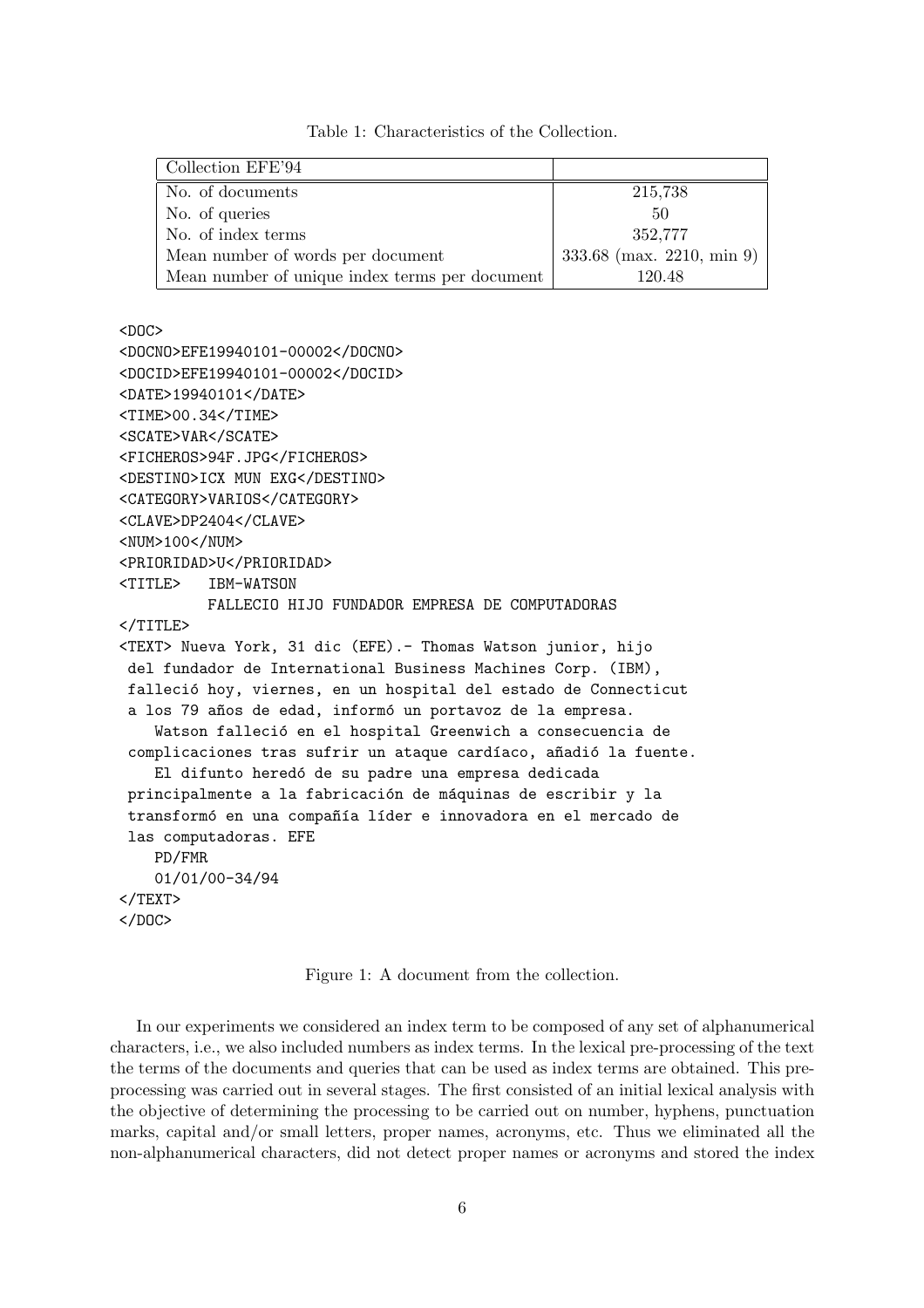Table 1: Characteristics of the Collection.

| Collection EFE'94 | |
|---|---|
| No. of documents | 215,738 |
| No. of queries | 50 |
| No. of index terms | 352,777 |
| Mean number of words per document | 333.68 (max. 2210, min 9) |
| Mean number of unique index terms per document | 120.48 |

```
<DOC>
<DOCNO>EFE19940101-00002</DOCNO>
<DOCID>EFE19940101-00002</DOCID>
<DATE>19940101</DATE>
<TIME>00.34</TIME>
<SCATE>VAR</SCATE>
<FICHEROS>94F.JPG</FICHEROS>
<DESTINO>ICX MUN EXG</DESTINO>
<CATEGORY>VARIOS</CATEGORY>
<CLAVE>DP2404</CLAVE>
<NUM>100</NUM>
<PRIORIDAD>U</PRIORIDAD>
<TITLE>   IBM-WATSON
          FALLECIO HIJO FUNDADOR EMPRESA DE COMPUTADORAS
</TITLE>
<TEXT> Nueva York, 31 dic (EFE).- Thomas Watson junior, hijo
 del fundador de International Business Machines Corp. (IBM),
 falleció hoy, viernes, en un hospital del estado de Connecticut
 a los 79 años de edad, informó un portavoz de la empresa.
    Watson falleció en el hospital Greenwich a consecuencia de
 complicaciones tras sufrir un ataque cardíaco, añadió la fuente.
    El difunto heredó de su padre una empresa dedicada
 principalmente a la fabricación de máquinas de escribir y la
 transformó en una compañía líder e innovadora en el mercado de
 las computadoras. EFE
    PD/FMR
    01/01/00-34/94
</TEXT>
</DOC>
```

Figure 1: A document from the collection.

In our experiments we considered an index term to be composed of any set of alphanumerical characters, i.e., we also included numbers as index terms. In the lexical pre-processing of the text the terms of the documents and queries that can be used as index terms are obtained. This pre-processing was carried out in several stages. The first consisted of an initial lexical analysis with the objective of determining the processing to be carried out on number, hyphens, punctuation marks, capital and/or small letters, proper names, acronyms, etc. Thus we eliminated all the non-alphanumerical characters, did not detect proper names or acronyms and stored the index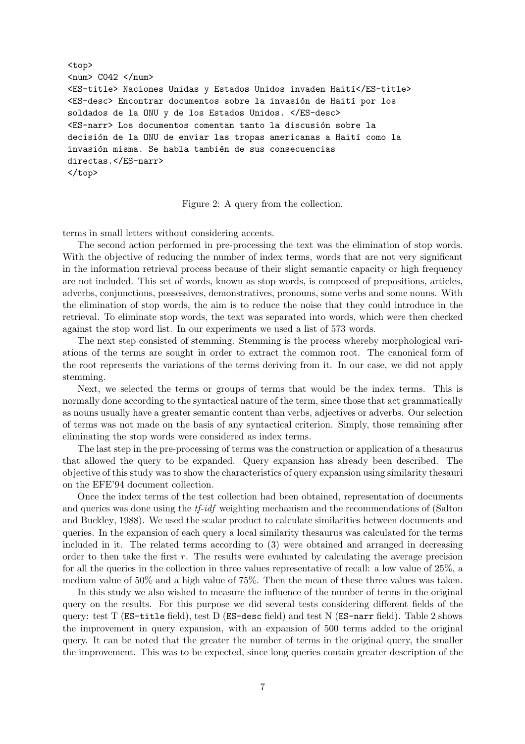```
<top>
<num> C042 </num>
<ES-title> Naciones Unidas y Estados Unidos invaden Haití</ES-title>
<ES-desc> Encontrar documentos sobre la invasión de Haití por los
soldados de la ONU y de los Estados Unidos. </ES-desc>
<ES-narr> Los documentos comentan tanto la discusión sobre la
decisión de la ONU de enviar las tropas americanas a Haití como la
invasión misma. Se habla también de sus consecuencias
directas.</ES-narr>
</top>
```

Figure 2: A query from the collection.

terms in small letters without considering accents.

The second action performed in pre-processing the text was the elimination of stop words. With the objective of reducing the number of index terms, words that are not very significant in the information retrieval process because of their slight semantic capacity or high frequency are not included. This set of words, known as stop words, is composed of prepositions, articles, adverbs, conjunctions, possessives, demonstratives, pronouns, some verbs and some nouns. With the elimination of stop words, the aim is to reduce the noise that they could introduce in the retrieval. To eliminate stop words, the text was separated into words, which were then checked against the stop word list. In our experiments we used a list of 573 words.

The next step consisted of stemming. Stemming is the process whereby morphological variations of the terms are sought in order to extract the common root. The canonical form of the root represents the variations of the terms deriving from it. In our case, we did not apply stemming.

Next, we selected the terms or groups of terms that would be the index terms. This is normally done according to the syntactical nature of the term, since those that act grammatically as nouns usually have a greater semantic content than verbs, adjectives or adverbs. Our selection of terms was not made on the basis of any syntactical criterion. Simply, those remaining after eliminating the stop words were considered as index terms.

The last step in the pre-processing of terms was the construction or application of a thesaurus that allowed the query to be expanded. Query expansion has already been described. The objective of this study was to show the characteristics of query expansion using similarity thesauri on the EFE'94 document collection.

Once the index terms of the test collection had been obtained, representation of documents and queries was done using the *tf-idf* weighting mechanism and the recommendations of (Salton and Buckley, 1988). We used the scalar product to calculate similarities between documents and queries. In the expansion of each query a local similarity thesaurus was calculated for the terms included in it. The related terms according to (3) were obtained and arranged in decreasing order to then take the first $r$. The results were evaluated by calculating the average precision for all the queries in the collection in three values representative of recall: a low value of 25%, a medium value of 50% and a high value of 75%. Then the mean of these three values was taken.

In this study we also wished to measure the influence of the number of terms in the original query on the results. For this purpose we did several tests considering different fields of the query: test T (`ES-title` field), test D (`ES-desc` field) and test N (`ES-narr` field). Table 2 shows the improvement in query expansion, with an expansion of 500 terms added to the original query. It can be noted that the greater the number of terms in the original query, the smaller the improvement. This was to be expected, since long queries contain greater description of the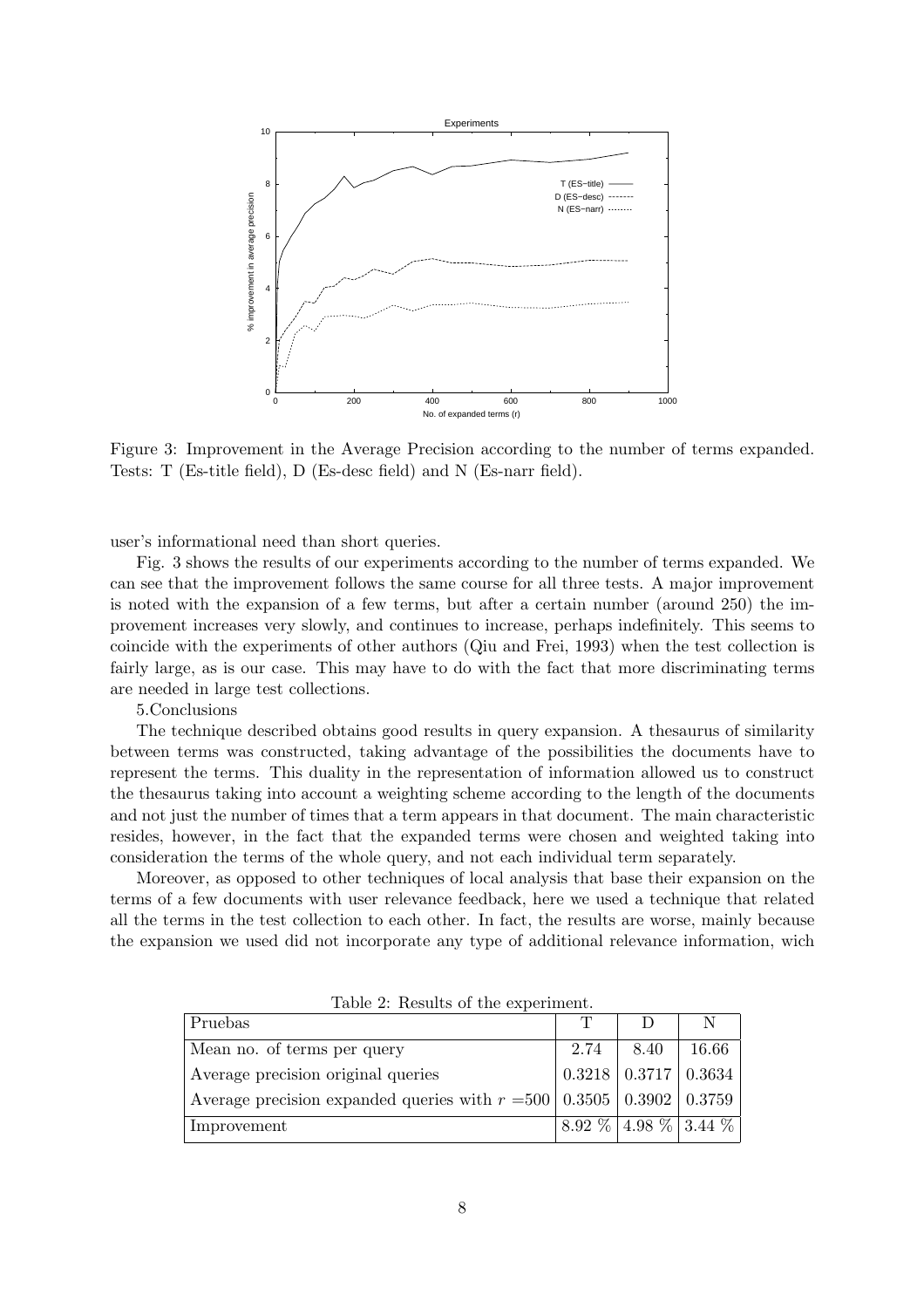Figure 3: Improvement in the Average Precision according to the number of terms expanded. Tests: T (Es-title field), D (Es-desc field) and N (Es-narr field).

user's informational need than short queries.

Fig. 3 shows the results of our experiments according to the number of terms expanded. We can see that the improvement follows the same course for all three tests. A major improvement is noted with the expansion of a few terms, but after a certain number (around 250) the improvement increases very slowly, and continues to increase, perhaps indefinitely. This seems to coincide with the experiments of other authors (Qiu and Frei, 1993) when the test collection is fairly large, as is our case. This may have to do with the fact that more discriminating terms are needed in large test collections.

## 5.Conclusions

The technique described obtains good results in query expansion. A thesaurus of similarity between terms was constructed, taking advantage of the possibilities the documents have to represent the terms. This duality in the representation of information allowed us to construct the thesaurus taking into account a weighting scheme according to the length of the documents and not just the number of times that a term appears in that document. The main characteristic resides, however, in the fact that the expanded terms were chosen and weighted taking into consideration the terms of the whole query, and not each individual term separately.

Moreover, as opposed to other techniques of local analysis that base their expansion on the terms of a few documents with user relevance feedback, here we used a technique that related all the terms in the test collection to each other. In fact, the results are worse, mainly because the expansion we used did not incorporate any type of additional relevance information, wich

Table 2: Results of the experiment.

| Pruebas | T | D | N |
|---|---|---|---|
| Mean no. of terms per query | 2.74 | 8.40 | 16.66 |
| Average precision original queries | 0.3218 | 0.3717 | 0.3634 |
| Average precision expanded queries with $r$ =500 | 0.3505 | 0.3902 | 0.3759 |
| Improvement | 8.92 % | 4.98 % | 3.44 % |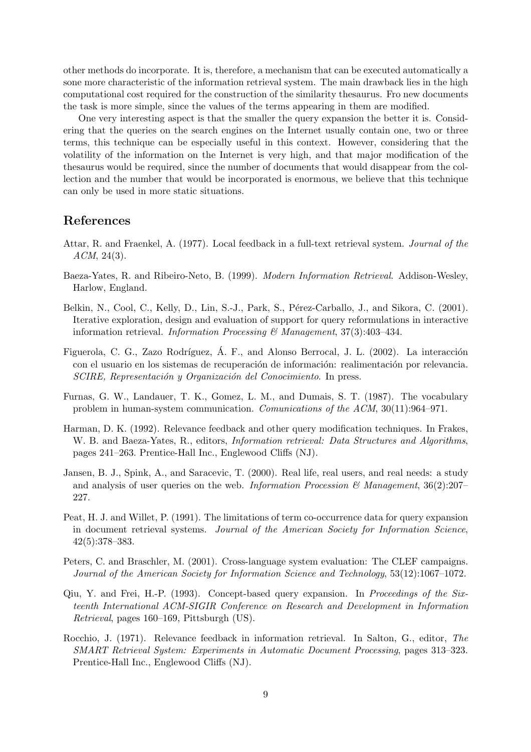other methods do incorporate. It is, therefore, a mechanism that can be executed automatically a sone more characteristic of the information retrieval system. The main drawback lies in the high computational cost required for the construction of the similarity thesaurus. Fro new documents the task is more simple, since the values of the terms appearing in them are modified.

One very interesting aspect is that the smaller the query expansion the better it is. Considering that the queries on the search engines on the Internet usually contain one, two or three terms, this technique can be especially useful in this context. However, considering that the volatility of the information on the Internet is very high, and that major modification of the thesaurus would be required, since the number of documents that would disappear from the collection and the number that would be incorporated is enormous, we believe that this technique can only be used in more static situations.

## References

Attar, R. and Fraenkel, A. (1977). Local feedback in a full-text retrieval system. *Journal of the ACM*, 24(3).

Baeza-Yates, R. and Ribeiro-Neto, B. (1999). *Modern Information Retrieval*. Addison-Wesley, Harlow, England.

Belkin, N., Cool, C., Kelly, D., Lin, S.-J., Park, S., Pérez-Carballo, J., and Sikora, C. (2001). Iterative exploration, design and evaluation of support for query reformulations in interactive information retrieval. *Information Processing & Management*, 37(3):403–434.

Figuerola, C. G., Zazo Rodríguez, Á. F., and Alonso Berrocal, J. L. (2002). La interacción con el usuario en los sistemas de recuperación de información: realimentación por relevancia. *SCIRE, Representación y Organización del Conocimiento*. In press.

Furnas, G. W., Landauer, T. K., Gomez, L. M., and Dumais, S. T. (1987). The vocabulary problem in human-system communication. *Comunications of the ACM*, 30(11):964–971.

Harman, D. K. (1992). Relevance feedback and other query modification techniques. In Frakes, W. B. and Baeza-Yates, R., editors, *Information retrieval: Data Structures and Algorithms*, pages 241–263. Prentice-Hall Inc., Englewood Cliffs (NJ).

Jansen, B. J., Spink, A., and Saracevic, T. (2000). Real life, real users, and real needs: a study and analysis of user queries on the web. *Information Procession & Management*, 36(2):207–227.

Peat, H. J. and Willet, P. (1991). The limitations of term co-occurrence data for query expansion in document retrieval systems. *Journal of the American Society for Information Science*, 42(5):378–383.

Peters, C. and Braschler, M. (2001). Cross-language system evaluation: The CLEF campaigns. *Journal of the American Society for Information Science and Technology*, 53(12):1067–1072.

Qiu, Y. and Frei, H.-P. (1993). Concept-based query expansion. In *Proceedings of the Sixteenth International ACM-SIGIR Conference on Research and Development in Information Retrieval*, pages 160–169, Pittsburgh (US).

Rocchio, J. (1971). Relevance feedback in information retrieval. In Salton, G., editor, *The SMART Retrieval System: Experiments in Automatic Document Processing*, pages 313–323. Prentice-Hall Inc., Englewood Cliffs (NJ).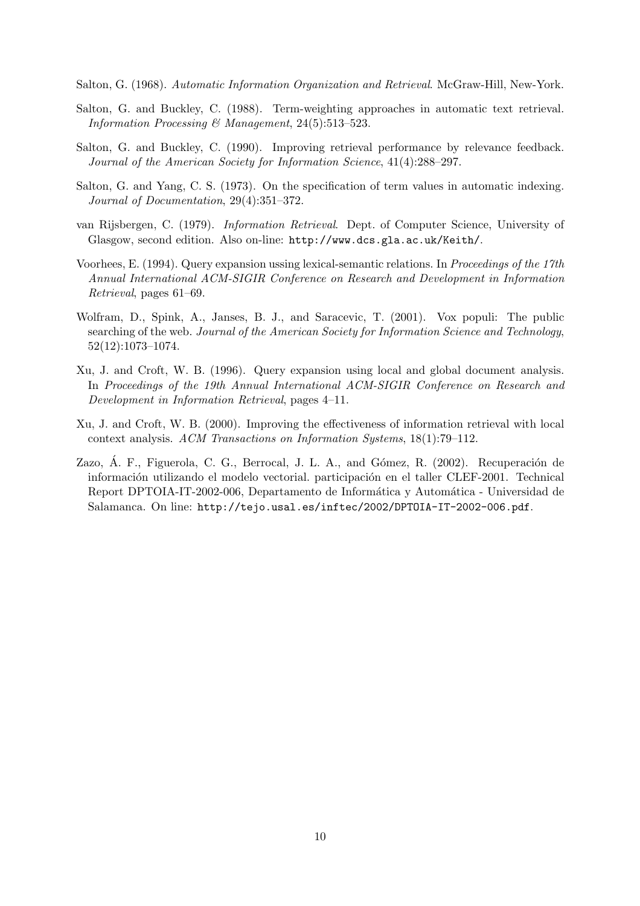Salton, G. (1968). *Automatic Information Organization and Retrieval*. McGraw-Hill, New-York.

Salton, G. and Buckley, C. (1988). Term-weighting approaches in automatic text retrieval. *Information Processing & Management*, 24(5):513–523.

Salton, G. and Buckley, C. (1990). Improving retrieval performance by relevance feedback. *Journal of the American Society for Information Science*, 41(4):288–297.

Salton, G. and Yang, C. S. (1973). On the specification of term values in automatic indexing. *Journal of Documentation*, 29(4):351–372.

van Rijsbergen, C. (1979). *Information Retrieval*. Dept. of Computer Science, University of Glasgow, second edition. Also on-line: `http://www.dcs.gla.ac.uk/Keith/`.

Voorhees, E. (1994). Query expansion ussing lexical-semantic relations. In *Proceedings of the 17th Annual International ACM-SIGIR Conference on Research and Development in Information Retrieval*, pages 61–69.

Wolfram, D., Spink, A., Janses, B. J., and Saracevic, T. (2001). Vox populi: The public searching of the web. *Journal of the American Society for Information Science and Technology*, 52(12):1073–1074.

Xu, J. and Croft, W. B. (1996). Query expansion using local and global document analysis. In *Proceedings of the 19th Annual International ACM-SIGIR Conference on Research and Development in Information Retrieval*, pages 4–11.

Xu, J. and Croft, W. B. (2000). Improving the effectiveness of information retrieval with local context analysis. *ACM Transactions on Information Systems*, 18(1):79–112.

Zazo, Á. F., Figuerola, C. G., Berrocal, J. L. A., and Gómez, R. (2002). Recuperación de información utilizando el modelo vectorial. participación en el taller CLEF-2001. Technical Report DPTOIA-IT-2002-006, Departamento de Informática y Automática - Universidad de Salamanca. On line: `http://tejo.usal.es/inftec/2002/DPTOIA-IT-2002-006.pdf`.